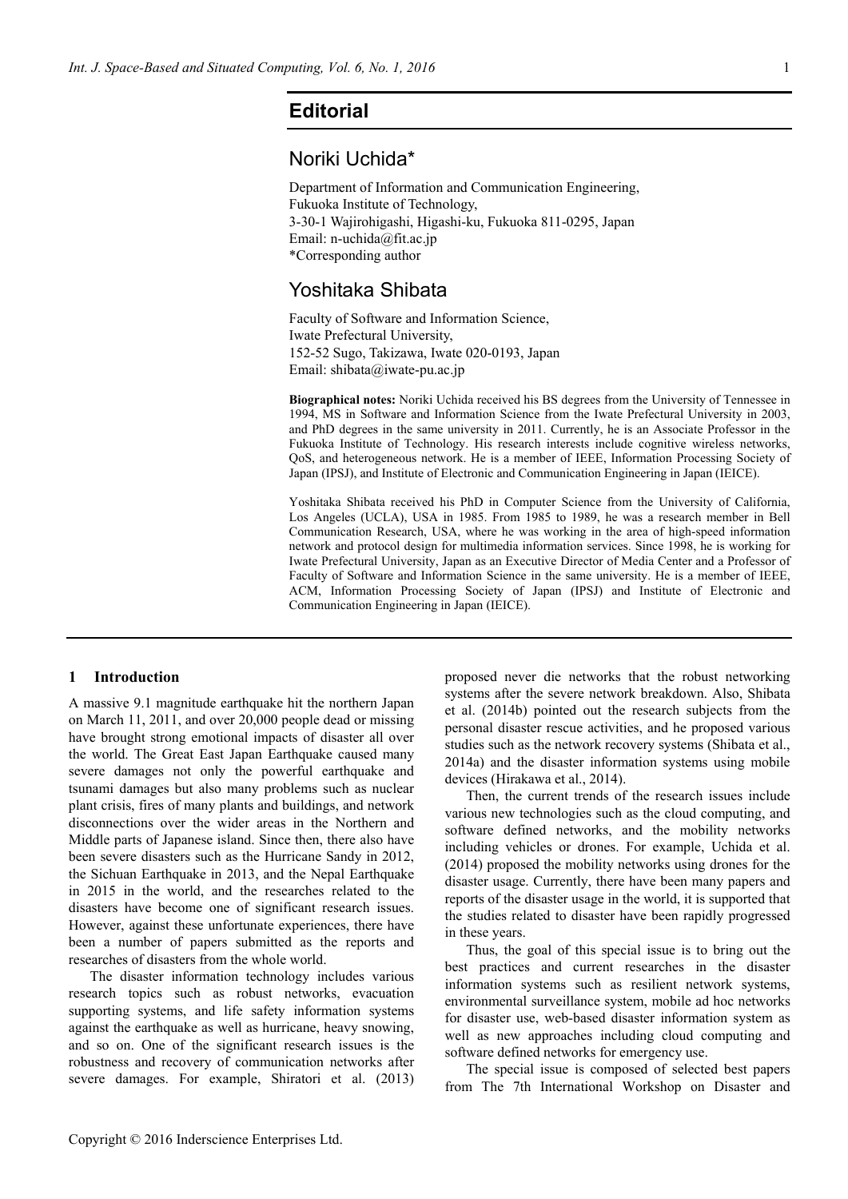# Editorial

## Noriki Uchida*

Department of Information and Communication Engineering,
Fukuoka Institute of Technology,
3-30-1 Wajirohigashi, Higashi-ku, Fukuoka 811-0295, Japan
Email: n-uchida@fit.ac.jp
*Corresponding author

## Yoshitaka Shibata

Faculty of Software and Information Science,
Iwate Prefectural University,
152-52 Sugo, Takizawa, Iwate 020-0193, Japan
Email: shibata@iwate-pu.ac.jp

**Biographical notes:** Noriki Uchida received his BS degrees from the University of Tennessee in 1994, MS in Software and Information Science from the Iwate Prefectural University in 2003, and PhD degrees in the same university in 2011. Currently, he is an Associate Professor in the Fukuoka Institute of Technology. His research interests include cognitive wireless networks, QoS, and heterogeneous network. He is a member of IEEE, Information Processing Society of Japan (IPSJ), and Institute of Electronic and Communication Engineering in Japan (IEICE).

Yoshitaka Shibata received his PhD in Computer Science from the University of California, Los Angeles (UCLA), USA in 1985. From 1985 to 1989, he was a research member in Bell Communication Research, USA, where he was working in the area of high-speed information network and protocol design for multimedia information services. Since 1998, he is working for Iwate Prefectural University, Japan as an Executive Director of Media Center and a Professor of Faculty of Software and Information Science in the same university. He is a member of IEEE, ACM, Information Processing Society of Japan (IPSJ) and Institute of Electronic and Communication Engineering in Japan (IEICE).

## 1 Introduction

A massive 9.1 magnitude earthquake hit the northern Japan on March 11, 2011, and over 20,000 people dead or missing have brought strong emotional impacts of disaster all over the world. The Great East Japan Earthquake caused many severe damages not only the powerful earthquake and tsunami damages but also many problems such as nuclear plant crisis, fires of many plants and buildings, and network disconnections over the wider areas in the Northern and Middle parts of Japanese island. Since then, there also have been severe disasters such as the Hurricane Sandy in 2012, the Sichuan Earthquake in 2013, and the Nepal Earthquake in 2015 in the world, and the researches related to the disasters have become one of significant research issues. However, against these unfortunate experiences, there have been a number of papers submitted as the reports and researches of disasters from the whole world.

The disaster information technology includes various research topics such as robust networks, evacuation supporting systems, and life safety information systems against the earthquake as well as hurricane, heavy snowing, and so on. One of the significant research issues is the robustness and recovery of communication networks after severe damages. For example, Shiratori et al. (2013) proposed never die networks that the robust networking systems after the severe network breakdown. Also, Shibata et al. (2014b) pointed out the research subjects from the personal disaster rescue activities, and he proposed various studies such as the network recovery systems (Shibata et al., 2014a) and the disaster information systems using mobile devices (Hirakawa et al., 2014).

Then, the current trends of the research issues include various new technologies such as the cloud computing, and software defined networks, and the mobility networks including vehicles or drones. For example, Uchida et al. (2014) proposed the mobility networks using drones for the disaster usage. Currently, there have been many papers and reports of the disaster usage in the world, it is supported that the studies related to disaster have been rapidly progressed in these years.

Thus, the goal of this special issue is to bring out the best practices and current researches in the disaster information systems such as resilient network systems, environmental surveillance system, mobile ad hoc networks for disaster use, web-based disaster information system as well as new approaches including cloud computing and software defined networks for emergency use.

The special issue is composed of selected best papers from The 7th International Workshop on Disaster and

Copyright © 2016 Inderscience Enterprises Ltd.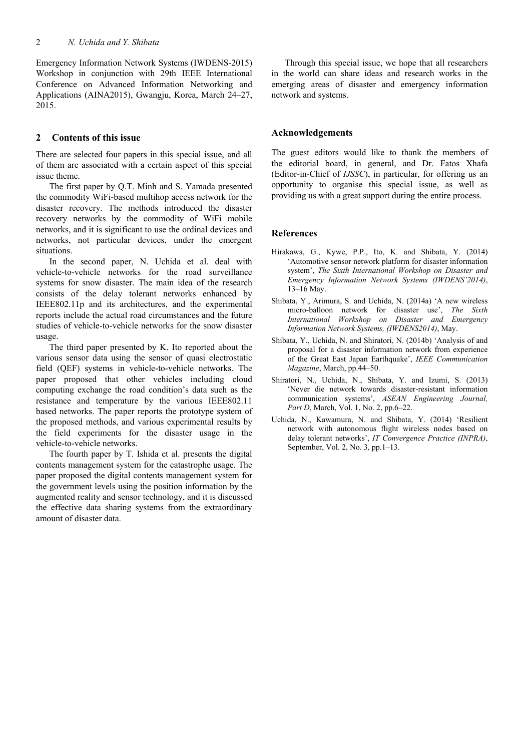Emergency Information Network Systems (IWDENS-2015) Workshop in conjunction with 29th IEEE International Conference on Advanced Information Networking and Applications (AINA2015), Gwangju, Korea, March 24–27, 2015.

## 2 Contents of this issue

There are selected four papers in this special issue, and all of them are associated with a certain aspect of this special issue theme.

The first paper by Q.T. Minh and S. Yamada presented the commodity WiFi-based multihop access network for the disaster recovery. The methods introduced the disaster recovery networks by the commodity of WiFi mobile networks, and it is significant to use the ordinal devices and networks, not particular devices, under the emergent situations.

In the second paper, N. Uchida et al. deal with vehicle-to-vehicle networks for the road surveillance systems for snow disaster. The main idea of the research consists of the delay tolerant networks enhanced by IEEE802.11p and its architectures, and the experimental reports include the actual road circumstances and the future studies of vehicle-to-vehicle networks for the snow disaster usage.

The third paper presented by K. Ito reported about the various sensor data using the sensor of quasi electrostatic field (QEF) systems in vehicle-to-vehicle networks. The paper proposed that other vehicles including cloud computing exchange the road condition's data such as the resistance and temperature by the various IEEE802.11 based networks. The paper reports the prototype system of the proposed methods, and various experimental results by the field experiments for the disaster usage in the vehicle-to-vehicle networks.

The fourth paper by T. Ishida et al. presents the digital contents management system for the catastrophe usage. The paper proposed the digital contents management system for the government levels using the position information by the augmented reality and sensor technology, and it is discussed the effective data sharing systems from the extraordinary amount of disaster data.

Through this special issue, we hope that all researchers in the world can share ideas and research works in the emerging areas of disaster and emergency information network and systems.

## Acknowledgements

The guest editors would like to thank the members of the editorial board, in general, and Dr. Fatos Xhafa (Editor-in-Chief of *IJSSC*), in particular, for offering us an opportunity to organise this special issue, as well as providing us with a great support during the entire process.

## References

Hirakawa, G., Kywe, P.P., Ito, K. and Shibata, Y. (2014) 'Automotive sensor network platform for disaster information system', *The Sixth International Workshop on Disaster and Emergency Information Network Systems (IWDENS'2014)*, 13–16 May.

Shibata, Y., Arimura, S. and Uchida, N. (2014a) 'A new wireless micro-balloon network for disaster use', *The Sixth International Workshop on Disaster and Emergency Information Network Systems, (IWDENS2014)*, May.

Shibata, Y., Uchida, N. and Shiratori, N. (2014b) 'Analysis of and proposal for a disaster information network from experience of the Great East Japan Earthquake', *IEEE Communication Magazine*, March, pp.44–50.

Shiratori, N., Uchida, N., Shibata, Y. and Izumi, S. (2013) 'Never die network towards disaster-resistant information communication systems', *ASEAN Engineering Journal, Part D*, March, Vol. 1, No. 2, pp.6–22.

Uchida, N., Kawamura, N. and Shibata, Y. (2014) 'Resilient network with autonomous flight wireless nodes based on delay tolerant networks', *IT Convergence Practice (INPRA)*, September, Vol. 2, No. 3, pp.1–13.